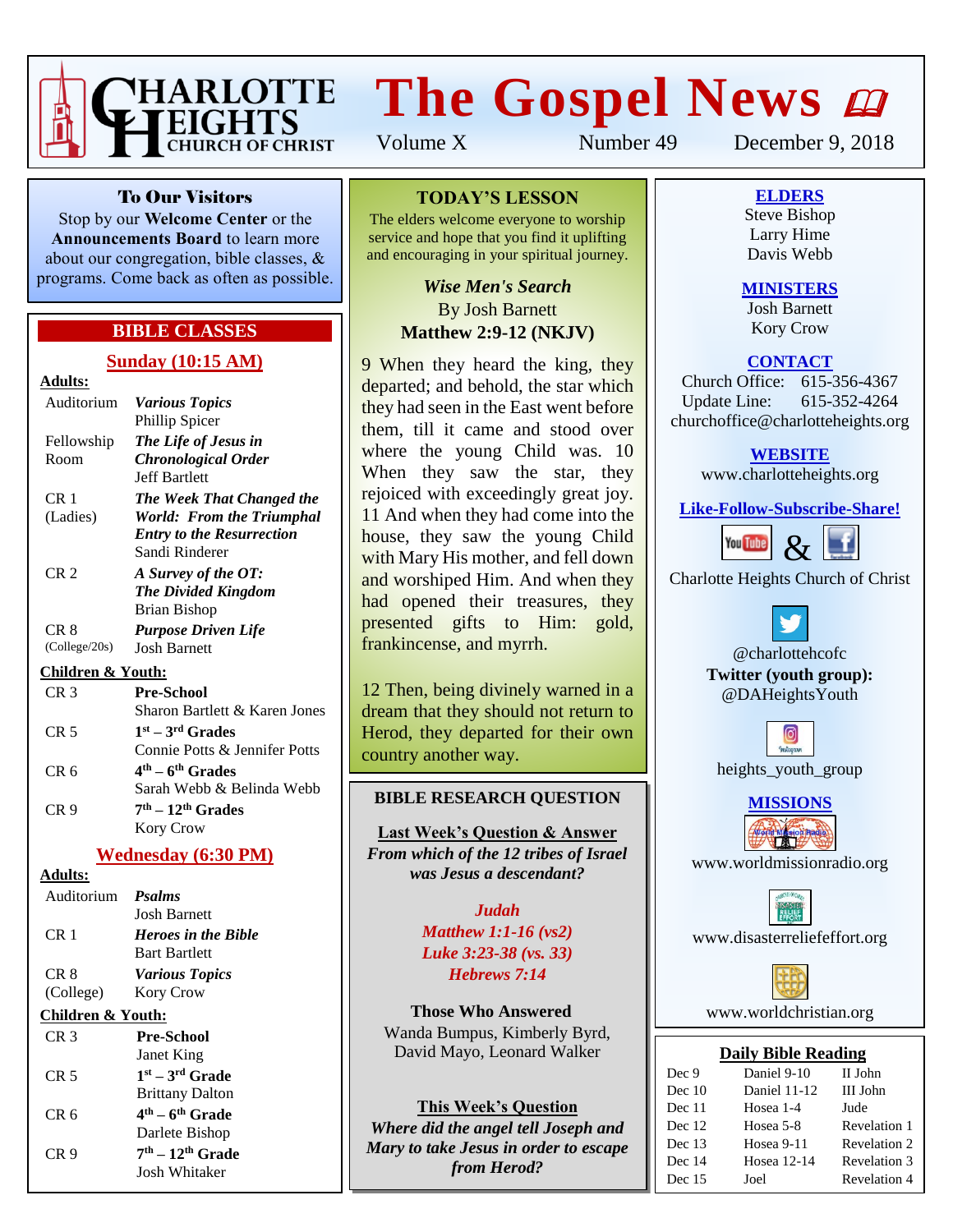# Charlotte Heights Church of Christ

# The Gospel News

Volume X Number 49 December 9, 2018

## To Our Visitors

Stop by our **Welcome Center** or the **Announcements Board** to learn more about our congregation, bible classes, & programs. Come back as often as possible.

## BIBLE CLASSES

### Sunday (10:15 AM)

**Adults:**

| Room | Class |
|---|---|
| Auditorium | ***Various Topics*** Phillip Spicer |
| Fellowship Room | ***The Life of Jesus in Chronological Order*** Jeff Bartlett |
| CR 1 (Ladies) | ***The Week That Changed the World: From the Triumphal Entry to the Resurrection*** Sandi Rinderer |
| CR 2 | ***A Survey of the OT: The Divided Kingdom*** Brian Bishop |
| CR 8 (College/20s) | ***Purpose Driven Life*** Josh Barnett |

**Children & Youth:**

| Room | Class |
|---|---|
| CR 3 | **Pre-School** Sharon Bartlett & Karen Jones |
| CR 5 | **1st – 3rd Grades** Connie Potts & Jennifer Potts |
| CR 6 | **4th – 6th Grades** Sarah Webb & Belinda Webb |
| CR 9 | **7th – 12th Grades** Kory Crow |

### Wednesday (6:30 PM)

**Adults:**

| Room | Class |
|---|---|
| Auditorium | ***Psalms*** Josh Barnett |
| CR 1 | ***Heroes in the Bible*** Bart Bartlett |
| CR 8 (College) | ***Various Topics*** Kory Crow |

**Children & Youth:**

| Room | Class |
|---|---|
| CR 3 | **Pre-School** Janet King |
| CR 5 | **1st – 3rd Grade** Brittany Dalton |
| CR 6 | **4th – 6th Grade** Darlete Bishop |
| CR 9 | **7th – 12th Grade** Josh Whitaker |

## TODAY'S LESSON

The elders welcome everyone to worship service and hope that you find it uplifting and encouraging in your spiritual journey.

*Wise Men's Search*
By Josh Barnett
**Matthew 2:9-12 (NKJV)**

9 When they heard the king, they departed; and behold, the star which they had seen in the East went before them, till it came and stood over where the young Child was. 10 When they saw the star, they rejoiced with exceedingly great joy. 11 And when they had come into the house, they saw the young Child with Mary His mother, and fell down and worshiped Him. And when they had opened their treasures, they presented gifts to Him: gold, frankincense, and myrrh.

12 Then, being divinely warned in a dream that they should not return to Herod, they departed for their own country another way.

## BIBLE RESEARCH QUESTION

**Last Week's Question & Answer**

***From which of the 12 tribes of Israel was Jesus a descendant?***

***Judah***
***Matthew 1:1-16 (vs2)***
***Luke 3:23-38 (vs. 33)***
***Hebrews 7:14***

**Those Who Answered**

Wanda Bumpus, Kimberly Byrd, David Mayo, Leonard Walker

**This Week's Question**

***Where did the angel tell Joseph and Mary to take Jesus in order to escape from Herod?***

## ELDERS

Steve Bishop
Larry Hime
Davis Webb

## MINISTERS

Josh Barnett
Kory Crow

## CONTACT

Church Office: 615-356-4367
Update Line: 615-352-4264
churchoffice@charlotteheights.org

## WEBSITE

www.charlotteheights.org

## Like-Follow-Subscribe-Share!

YouTube & Facebook: Charlotte Heights Church of Christ

Twitter: @charlottehcofc

**Twitter (youth group):** @DAHeightsYouth

Instagram: heights_youth_group

## MISSIONS

www.worldmissionradio.org

www.disasterreliefeffort.org

www.worldchristian.org

## Daily Bible Reading

| | | |
|---|---|---|
| Dec 9 | Daniel 9-10 | II John |
| Dec 10 | Daniel 11-12 | III John |
| Dec 11 | Hosea 1-4 | Jude |
| Dec 12 | Hosea 5-8 | Revelation 1 |
| Dec 13 | Hosea 9-11 | Revelation 2 |
| Dec 14 | Hosea 12-14 | Revelation 3 |
| Dec 15 | Joel | Revelation 4 |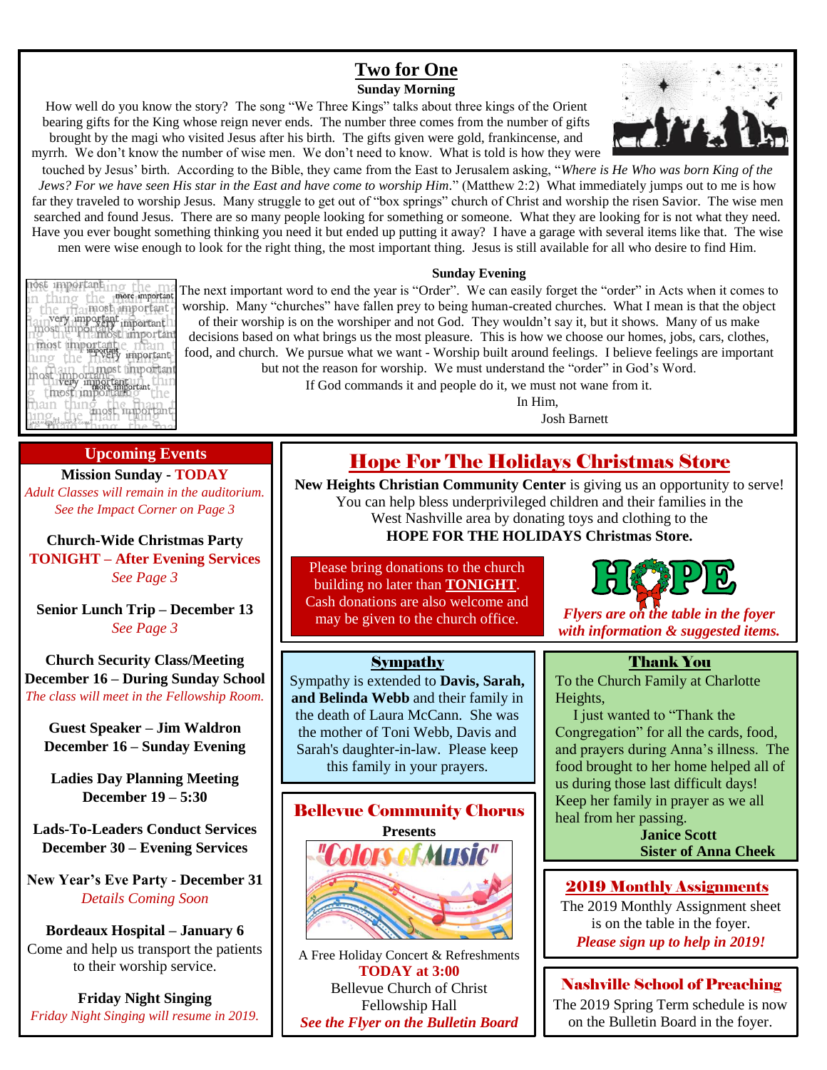# Two for One

**Sunday Morning**

How well do you know the story? The song "We Three Kings" talks about three kings of the Orient bearing gifts for the King whose reign never ends. The number three comes from the number of gifts brought by the magi who visited Jesus after his birth. The gifts given were gold, frankincense, and myrrh. We don't know the number of wise men. We don't need to know. What is told is how they were touched by Jesus' birth. According to the Bible, they came from the East to Jerusalem asking, "*Where is He Who was born King of the Jews? For we have seen His star in the East and have come to worship Him*." (Matthew 2:2) What immediately jumps out to me is how far they traveled to worship Jesus. Many struggle to get out of "box springs" church of Christ and worship the risen Savior. The wise men searched and found Jesus. There are so many people looking for something or someone. What they are looking for is not what they need. Have you ever bought something thinking you need it but ended up putting it away? I have a garage with several items like that. The wise men were wise enough to look for the right thing, the most important thing. Jesus is still available for all who desire to find Him.

**Sunday Evening**

The next important word to end the year is "Order". We can easily forget the "order" in Acts when it comes to worship. Many "churches" have fallen prey to being human-created churches. What I mean is that the object of their worship is on the worshiper and not God. They wouldn't say it, but it shows. Many of us make decisions based on what brings us the most pleasure. This is how we choose our homes, jobs, cars, clothes, food, and church. We pursue what we want - Worship built around feelings. I believe feelings are important but not the reason for worship. We must understand the "order" in God's Word.

If God commands it and people do it, we must not wane from it.

In Him,

Josh Barnett

## Upcoming Events

**Mission Sunday - TODAY**
*Adult Classes will remain in the auditorium.*
*See the Impact Corner on Page 3*

**Church-Wide Christmas Party**
**TONIGHT – After Evening Services**
*See Page 3*

**Senior Lunch Trip – December 13**
*See Page 3*

**Church Security Class/Meeting**
**December 16 – During Sunday School**
*The class will meet in the Fellowship Room.*

**Guest Speaker – Jim Waldron**
**December 16 – Sunday Evening**

**Ladies Day Planning Meeting**
**December 19 – 5:30**

**Lads-To-Leaders Conduct Services**
**December 30 – Evening Services**

**New Year's Eve Party - December 31**
*Details Coming Soon*

**Bordeaux Hospital – January 6**
Come and help us transport the patients to their worship service.

**Friday Night Singing**
*Friday Night Singing will resume in 2019.*

## Hope For The Holidays Christmas Store

**New Heights Christian Community Center** is giving us an opportunity to serve! You can help bless underprivileged children and their families in the West Nashville area by donating toys and clothing to the **HOPE FOR THE HOLIDAYS Christmas Store.**

Please bring donations to the church building no later than **TONIGHT**. Cash donations are also welcome and may be given to the church office.

HOPE

*Flyers are on the table in the foyer with information & suggested items.*

## Sympathy

Sympathy is extended to **Davis, Sarah, and Belinda Webb** and their family in the death of Laura McCann. She was the mother of Toni Webb, Davis and Sarah's daughter-in-law. Please keep this family in your prayers.

## Thank You

To the Church Family at Charlotte Heights,

I just wanted to "Thank the Congregation" for all the cards, food, and prayers during Anna's illness. The food brought to her home helped all of us during those last difficult days! Keep her family in prayer as we all heal from her passing.

**Janice Scott**
**Sister of Anna Cheek**

## Bellevue Community Chorus

**Presents**

"Colors of Music"

A Free Holiday Concert & Refreshments
**TODAY at 3:00**
Bellevue Church of Christ
Fellowship Hall
***See the Flyer on the Bulletin Board***

## 2019 Monthly Assignments

The 2019 Monthly Assignment sheet is on the table in the foyer.
***Please sign up to help in 2019!***

## Nashville School of Preaching

The 2019 Spring Term schedule is now on the Bulletin Board in the foyer.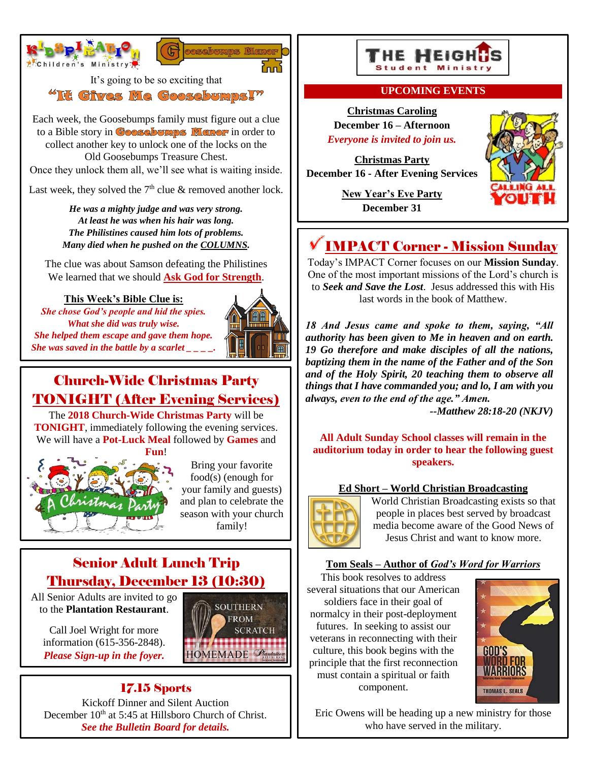Kidspiration Children's Ministry

Goosebumps Manor

It's going to be so exciting that

## "It Gives Me Goosebumps!"

Each week, the Goosebumps family must figure out a clue to a Bible story in Goosebumps Manor in order to collect another key to unlock one of the locks on the Old Goosebumps Treasure Chest.
Once they unlock them all, we'll see what is waiting inside.

Last week, they solved the 7th clue & removed another lock.

***He was a mighty judge and was very strong.***
***At least he was when his hair was long.***
***The Philistines caused him lots of problems.***
***Many died when he pushed on the COLUMNS.***

The clue was about Samson defeating the Philistines
We learned that we should **Ask God for Strength**.

**This Week's Bible Clue is:**

***She chose God's people and hid the spies.***
***What she did was truly wise.***
***She helped them escape and gave them hope.***
***She was saved in the battle by a scarlet _ _ _ _.***

## Church-Wide Christmas Party TONIGHT (After Evening Services)

The **2018 Church-Wide Christmas Party** will be **TONIGHT**, immediately following the evening services. We will have a **Pot-Luck Meal** followed by **Games** and **Fun**!

Bring your favorite food(s) (enough for your family and guests) and plan to celebrate the season with your church family!

## Senior Adult Lunch Trip Thursday, December 13 (10:30)

All Senior Adults are invited to go to the **Plantation Restaurant**.

Call Joel Wright for more information (615-356-2848).
***Please Sign-up in the foyer.***

## 17.15 Sports

Kickoff Dinner and Silent Auction
December 10th at 5:45 at Hillsboro Church of Christ.
***See the Bulletin Board for details.***

## THE HEIGHTS Student Ministry

**UPCOMING EVENTS**

**Christmas Caroling**
**December 16 – Afternoon**
***Everyone is invited to join us.***

**Christmas Party**
**December 16 - After Evening Services**

**New Year's Eve Party**
**December 31**

## IMPACT Corner - Mission Sunday

Today's IMPACT Corner focuses on our **Mission Sunday**. One of the most important missions of the Lord's church is to ***Seek and Save the Lost***. Jesus addressed this with His last words in the book of Matthew.

***18 And Jesus came and spoke to them, saying, "All authority has been given to Me in heaven and on earth. 19 Go therefore and make disciples of all the nations, baptizing them in the name of the Father and of the Son and of the Holy Spirit, 20 teaching them to observe all things that I have commanded you; and lo, I am with you always, even to the end of the age." Amen.***
***--Matthew 28:18-20 (NKJV)***

**All Adult Sunday School classes will remain in the auditorium today in order to hear the following guest speakers.**

**Ed Short – World Christian Broadcasting**

World Christian Broadcasting exists so that people in places best served by broadcast media become aware of the Good News of Jesus Christ and want to know more.

**Tom Seals – Author of *God's Word for Warriors***

This book resolves to address several situations that our American soldiers face in their goal of normalcy in their post-deployment futures. In seeking to assist our veterans in reconnecting with their culture, this book begins with the principle that the first reconnection must contain a spiritual or faith component.

Eric Owens will be heading up a new ministry for those who have served in the military.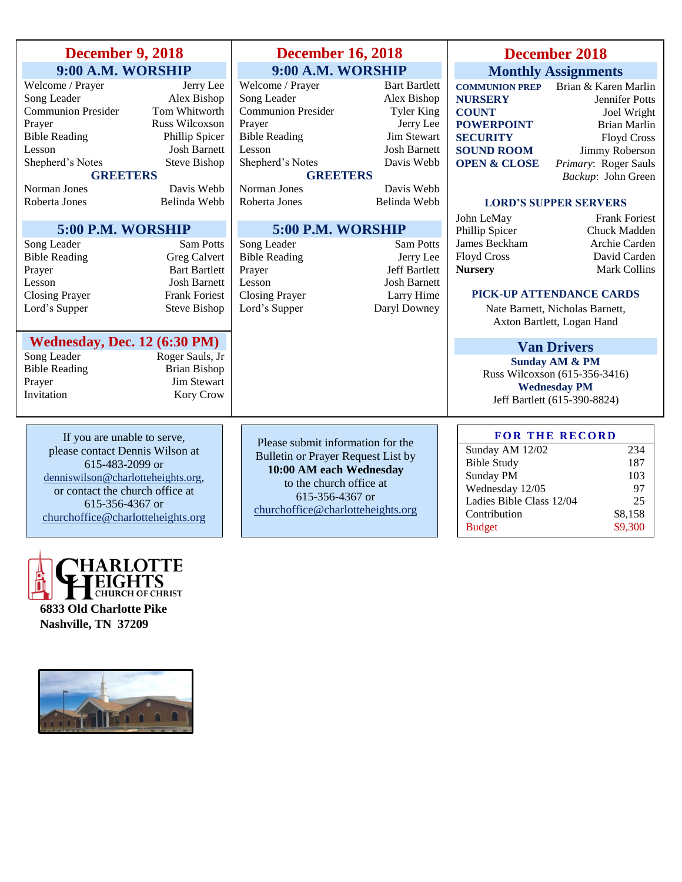## December 9, 2018

### 9:00 A.M. WORSHIP

| | |
|---|---|
| Welcome / Prayer | Jerry Lee |
| Song Leader | Alex Bishop |
| Communion Presider | Tom Whitworth |
| Prayer | Russ Wilcoxson |
| Bible Reading | Phillip Spicer |
| Lesson | Josh Barnett |
| Shepherd's Notes | Steve Bishop |

**GREETERS**

| | |
|---|---|
| Norman Jones | Davis Webb |
| Roberta Jones | Belinda Webb |

### 5:00 P.M. WORSHIP

| | |
|---|---|
| Song Leader | Sam Potts |
| Bible Reading | Greg Calvert |
| Prayer | Bart Bartlett |
| Lesson | Josh Barnett |
| Closing Prayer | Frank Foriest |
| Lord's Supper | Steve Bishop |

### Wednesday, Dec. 12 (6:30 PM)

| | |
|---|---|
| Song Leader | Roger Sauls, Jr |
| Bible Reading | Brian Bishop |
| Prayer | Jim Stewart |
| Invitation | Kory Crow |

## December 16, 2018

### 9:00 A.M. WORSHIP

| | |
|---|---|
| Welcome / Prayer | Bart Bartlett |
| Song Leader | Alex Bishop |
| Communion Presider | Tyler King |
| Prayer | Jerry Lee |
| Bible Reading | Jim Stewart |
| Lesson | Josh Barnett |
| Shepherd's Notes | Davis Webb |

**GREETERS**

| | |
|---|---|
| Norman Jones | Davis Webb |
| Roberta Jones | Belinda Webb |

### 5:00 P.M. WORSHIP

| | |
|---|---|
| Song Leader | Sam Potts |
| Bible Reading | Jerry Lee |
| Prayer | Jeff Bartlett |
| Lesson | Josh Barnett |
| Closing Prayer | Larry Hime |
| Lord's Supper | Daryl Downey |

## December 2018

### Monthly Assignments

| | |
|---|---|
| **COMMUNION PREP** | Brian & Karen Marlin |
| **NURSERY** | Jennifer Potts |
| **COUNT** | Joel Wright |
| **POWERPOINT** | Brian Marlin |
| **SECURITY** | Floyd Cross |
| **SOUND ROOM** | Jimmy Roberson |
| **OPEN & CLOSE** | *Primary*: Roger Sauls |
| | *Backup*: John Green |

**LORD'S SUPPER SERVERS**

| | |
|---|---|
| John LeMay | Frank Foriest |
| Phillip Spicer | Chuck Madden |
| James Beckham | Archie Carden |
| Floyd Cross | David Carden |
| **Nursery** | Mark Collins |

**PICK-UP ATTENDANCE CARDS**

Nate Barnett, Nicholas Barnett, Axton Bartlett, Logan Hand

### Van Drivers

**Sunday AM & PM**
Russ Wilcoxson (615-356-3416)
**Wednesday PM**
Jeff Bartlett (615-390-8824)

---

If you are unable to serve, please contact Dennis Wilson at 615-483-2099 or denniswilson@charlotteheights.org, or contact the church office at 615-356-4367 or churchoffice@charlotteheights.org

Please submit information for the Bulletin or Prayer Request List by **10:00 AM each Wednesday** to the church office at 615-356-4367 or churchoffice@charlotteheights.org

**FOR THE RECORD**

| | |
|---|---|
| Sunday AM 12/02 | 234 |
| Bible Study | 187 |
| Sunday PM | 103 |
| Wednesday 12/05 | 97 |
| Ladies Bible Class 12/04 | 25 |
| Contribution | $8,158 |
| Budget | $9,300 |

CHARLOTTE HEIGHTS CHURCH OF CHRIST
**6833 Old Charlotte Pike**
**Nashville, TN 37209**